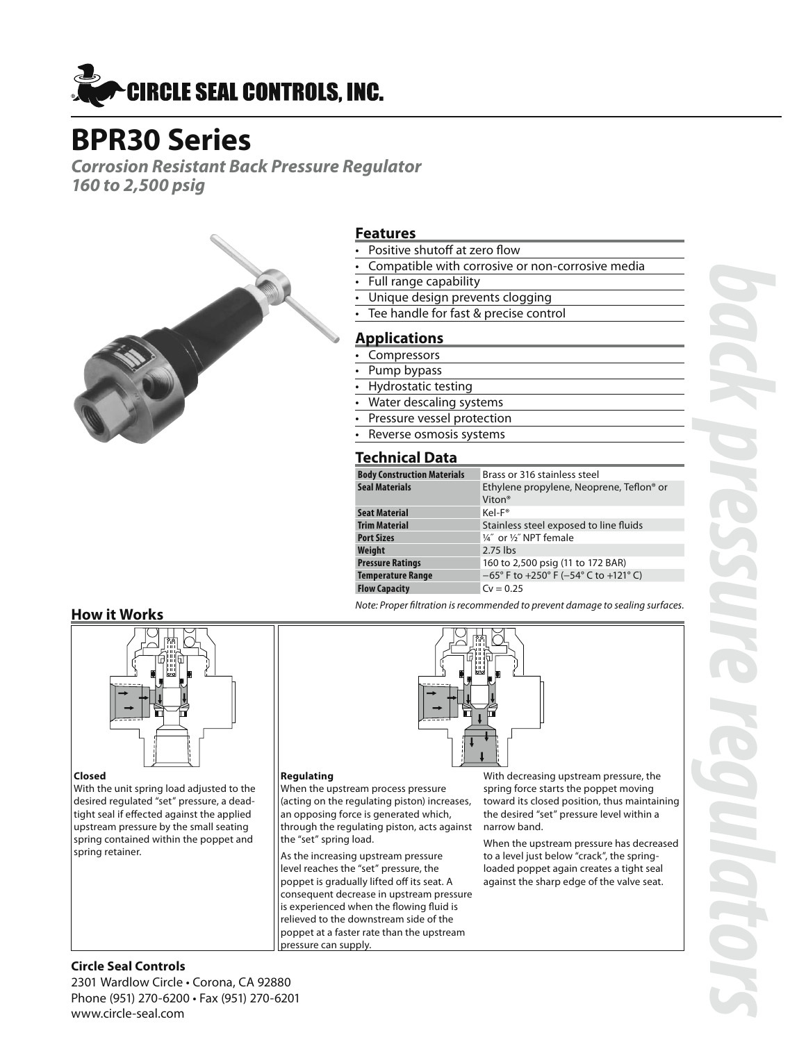# CIRCLE SEAL CONTROLS, INC.

# BPR30 Series

***Corrosion Resistant Back Pressure Regulator***
***160 to 2,500 psig***

## Features

- Positive shutoff at zero flow
- Compatible with corrosive or non-corrosive media
- Full range capability
- Unique design prevents clogging
- Tee handle for fast & precise control

## Applications

- Compressors
- Pump bypass
- Hydrostatic testing
- Water descaling systems
- Pressure vessel protection
- Reverse osmosis systems

## Technical Data

| | |
|---|---|
| **Body Construction Materials** | Brass or 316 stainless steel |
| **Seal Materials** | Ethylene propylene, Neoprene, Teflon® or Viton® |
| **Seat Material** | Kel-F® |
| **Trim Material** | Stainless steel exposed to line fluids |
| **Port Sizes** | ¼″ or ½″ NPT female |
| **Weight** | 2.75 lbs |
| **Pressure Ratings** | 160 to 2,500 psig (11 to 172 BAR) |
| **Temperature Range** | −65° F to +250° F (−54° C to +121° C) |
| **Flow Capacity** | Cv = 0.25 |

*Note: Proper filtration is recommended to prevent damage to sealing surfaces.*

## How it Works

**Closed**

With the unit spring load adjusted to the desired regulated "set" pressure, a dead-tight seal if effected against the applied upstream pressure by the small seating spring contained within the poppet and spring retainer.

**Regulating**

When the upstream process pressure (acting on the regulating piston) increases, an opposing force is generated which, through the regulating piston, acts against the "set" spring load.

As the increasing upstream pressure level reaches the "set" pressure, the poppet is gradually lifted off its seat. A consequent decrease in upstream pressure is experienced when the flowing fluid is relieved to the downstream side of the poppet at a faster rate than the upstream pressure can supply.

With decreasing upstream pressure, the spring force starts the poppet moving toward its closed position, thus maintaining the desired "set" pressure level within a narrow band.

When the upstream pressure has decreased to a level just below "crack", the spring-loaded poppet again creates a tight seal against the sharp edge of the valve seat.

**Circle Seal Controls**
2301 Wardlow Circle • Corona, CA 92880
Phone (951) 270-6200 • Fax (951) 270-6201
www.circle-seal.com

back pressure regulators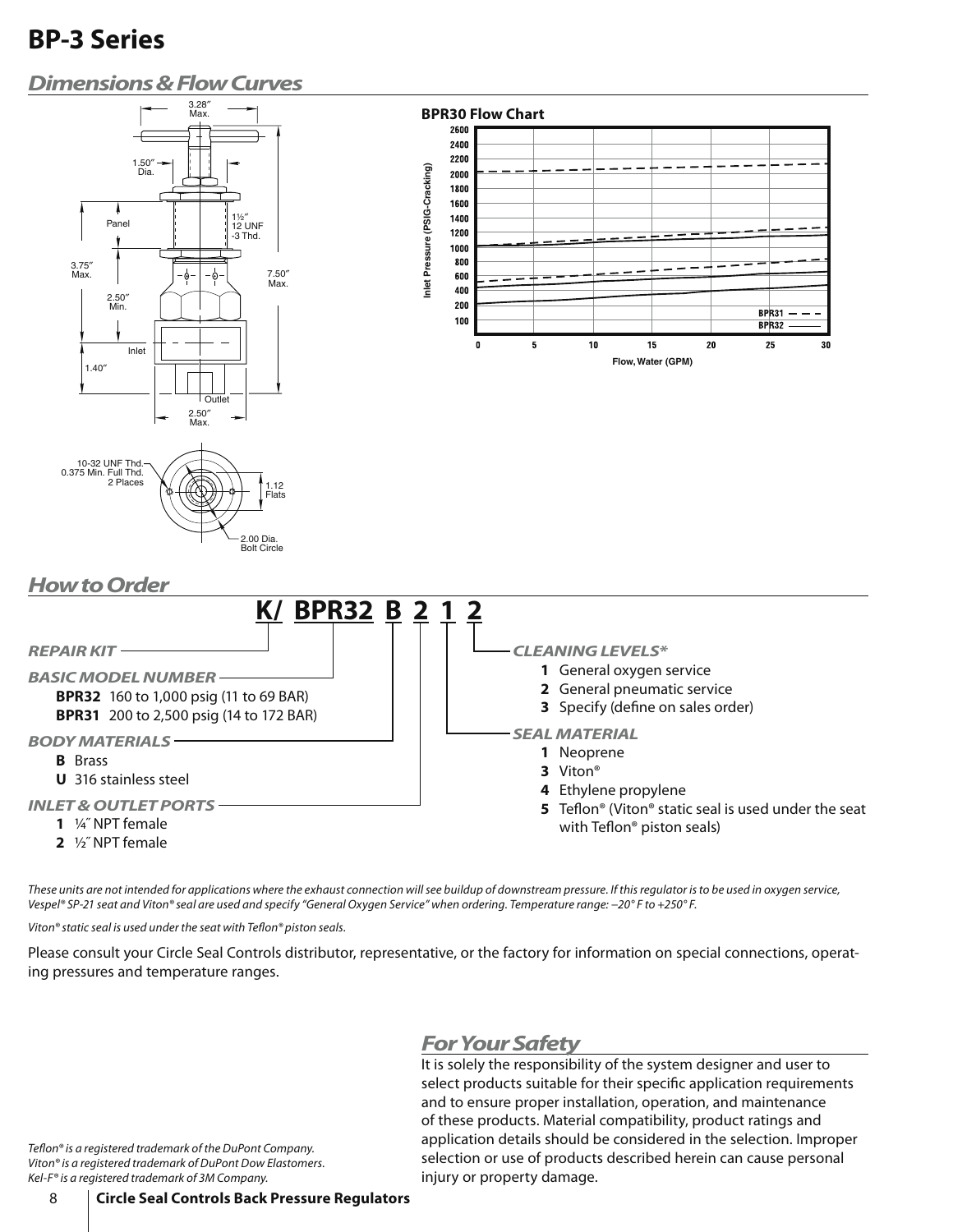# BP-3 Series

## Dimensions & Flow Curves

3.28″ Max.

1.50″ Dia.

Panel

1½″ 12 UNF -3 Thd.

3.75″ Max.

7.50″ Max.

2.50″ Min.

Inlet

1.40″

Outlet

2.50″ Max.

10-32 UNF Thd. 0.375 Min. Full Thd. 2 Places

1.12 Flats

2.00 Dia. Bolt Circle

**BPR30 Flow Chart**

Inlet Pressure (PSIG-Cracking)

2600
2400
2200
2000
1800
1600
1400
1200
1000
800
600
400
200
100

0 5 10 15 20 25 30

Flow, Water (GPM)

BPR31
BPR32

## How to Order

**K/ BPR32 B 2 1 2**

***REPAIR KIT***

***BASIC MODEL NUMBER***

**BPR32** 160 to 1,000 psig (11 to 69 BAR)
**BPR31** 200 to 2,500 psig (14 to 172 BAR)

***BODY MATERIALS***

**B** Brass
**U** 316 stainless steel

***INLET & OUTLET PORTS***

**1** ¼″ NPT female
**2** ½″ NPT female

***CLEANING LEVELS****

**1** General oxygen service
**2** General pneumatic service
**3** Specify (define on sales order)

***SEAL MATERIAL***

**1** Neoprene
**3** Viton®
**4** Ethylene propylene
**5** Teflon® (Viton® static seal is used under the seat with Teflon® piston seals)

*These units are not intended for applications where the exhaust connection will see buildup of downstream pressure. If this regulator is to be used in oxygen service, Vespel® SP-21 seat and Viton® seal are used and specify "General Oxygen Service" when ordering. Temperature range: –20° F to +250° F.*

*Viton® static seal is used under the seat with Teflon® piston seals.*

Please consult your Circle Seal Controls distributor, representative, or the factory for information on special connections, operating pressures and temperature ranges.

## For Your Safety

It is solely the responsibility of the system designer and user to select products suitable for their specific application requirements and to ensure proper installation, operation, and maintenance of these products. Material compatibility, product ratings and application details should be considered in the selection. Improper selection or use of products described herein can cause personal injury or property damage.

*Teflon® is a registered trademark of the DuPont Company.*
*Viton® is a registered trademark of DuPont Dow Elastomers.*
*Kel-F® is a registered trademark of 3M Company.*